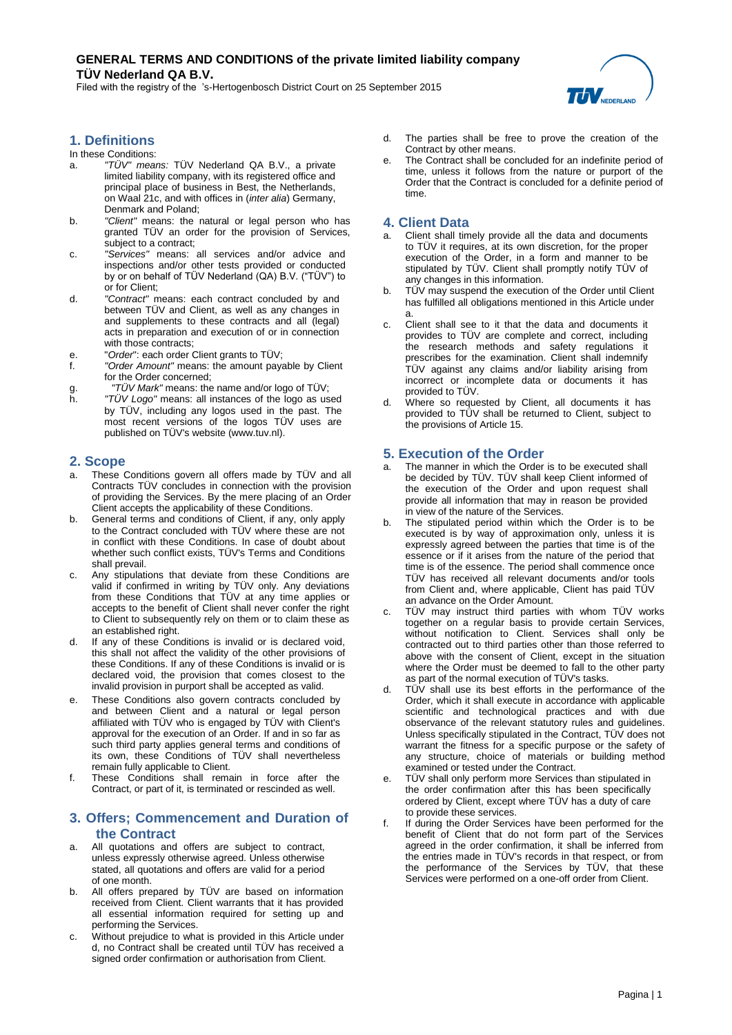# GENERAL TERMS AND CONDITIONS of the private limited liability company TÜV Nederland QA B.V.

Filed with the registry of the 's-Hertogenbosch District Court on 25 September 2015

## 1. Definitions

In these Conditions:

a. *"TÜV" means:* TÜV Nederland QA B.V., a private limited liability company, with its registered office and principal place of business in Best, the Netherlands, on Waal 21c, and with offices in (*inter alia*) Germany, Denmark and Poland;

b. *"Client"* means: the natural or legal person who has granted TÜV an order for the provision of Services, subject to a contract;

c. *"Services"* means: all services and/or advice and inspections and/or other tests provided or conducted by or on behalf of TÜV Nederland (QA) B.V. ("TÜV") to or for Client;

d. *"Contract"* means: each contract concluded by and between TÜV and Client, as well as any changes in and supplements to these contracts and all (legal) acts in preparation and execution of or in connection with those contracts;

e. "*Order*": each order Client grants to TÜV;

f. *"Order Amount"* means: the amount payable by Client for the Order concerned;

g. *"TÜV Mark"* means: the name and/or logo of TÜV;

h. *"TÜV Logo"* means: all instances of the logo as used by TÜV, including any logos used in the past. The most recent versions of the logos TÜV uses are published on TÜV's website (www.tuv.nl).

## 2. Scope

a. These Conditions govern all offers made by TÜV and all Contracts TÜV concludes in connection with the provision of providing the Services. By the mere placing of an Order Client accepts the applicability of these Conditions.

b. General terms and conditions of Client, if any, only apply to the Contract concluded with TÜV where these are not in conflict with these Conditions. In case of doubt about whether such conflict exists, TÜV's Terms and Conditions shall prevail.

c. Any stipulations that deviate from these Conditions are valid if confirmed in writing by TÜV only. Any deviations from these Conditions that TÜV at any time applies or accepts to the benefit of Client shall never confer the right to Client to subsequently rely on them or to claim these as an established right.

d. If any of these Conditions is invalid or is declared void, this shall not affect the validity of the other provisions of these Conditions. If any of these Conditions is invalid or is declared void, the provision that comes closest to the invalid provision in purport shall be accepted as valid.

e. These Conditions also govern contracts concluded by and between Client and a natural or legal person affiliated with TÜV who is engaged by TÜV with Client's approval for the execution of an Order. If and in so far as such third party applies general terms and conditions of its own, these Conditions of TÜV shall nevertheless remain fully applicable to Client.

f. These Conditions shall remain in force after the Contract, or part of it, is terminated or rescinded as well.

## 3. Offers; Commencement and Duration of the Contract

a. All quotations and offers are subject to contract, unless expressly otherwise agreed. Unless otherwise stated, all quotations and offers are valid for a period of one month.

b. All offers prepared by TÜV are based on information received from Client. Client warrants that it has provided all essential information required for setting up and performing the Services.

c. Without prejudice to what is provided in this Article under d, no Contract shall be created until TÜV has received a signed order confirmation or authorisation from Client.

d. The parties shall be free to prove the creation of the Contract by other means.

e. The Contract shall be concluded for an indefinite period of time, unless it follows from the nature or purport of the Order that the Contract is concluded for a definite period of time.

## 4. Client Data

a. Client shall timely provide all the data and documents to TÜV it requires, at its own discretion, for the proper execution of the Order, in a form and manner to be stipulated by TÜV. Client shall promptly notify TÜV of any changes in this information.

b. TÜV may suspend the execution of the Order until Client has fulfilled all obligations mentioned in this Article under a.

c. Client shall see to it that the data and documents it provides to TÜV are complete and correct, including the research methods and safety regulations it prescribes for the examination. Client shall indemnify TÜV against any claims and/or liability arising from incorrect or incomplete data or documents it has provided to TÜV.

d. Where so requested by Client, all documents it has provided to TÜV shall be returned to Client, subject to the provisions of Article 15.

## 5. Execution of the Order

a. The manner in which the Order is to be executed shall be decided by TÜV. TÜV shall keep Client informed of the execution of the Order and upon request shall provide all information that may in reason be provided in view of the nature of the Services.

b. The stipulated period within which the Order is to be executed is by way of approximation only, unless it is expressly agreed between the parties that time is of the essence or if it arises from the nature of the period that time is of the essence. The period shall commence once TÜV has received all relevant documents and/or tools from Client and, where applicable, Client has paid TÜV an advance on the Order Amount.

c. TÜV may instruct third parties with whom TÜV works together on a regular basis to provide certain Services, without notification to Client. Services shall only be contracted out to third parties other than those referred to above with the consent of Client, except in the situation where the Order must be deemed to fall to the other party as part of the normal execution of TÜV's tasks.

d. TÜV shall use its best efforts in the performance of the Order, which it shall execute in accordance with applicable scientific and technological practices and with due observance of the relevant statutory rules and guidelines. Unless specifically stipulated in the Contract, TÜV does not warrant the fitness for a specific purpose or the safety of any structure, choice of materials or building method examined or tested under the Contract.

e. TÜV shall only perform more Services than stipulated in the order confirmation after this has been specifically ordered by Client, except where TÜV has a duty of care to provide these services.

f. If during the Order Services have been performed for the benefit of Client that do not form part of the Services agreed in the order confirmation, it shall be inferred from the entries made in TÜV's records in that respect, or from the performance of the Services by TÜV, that these Services were performed on a one-off order from Client.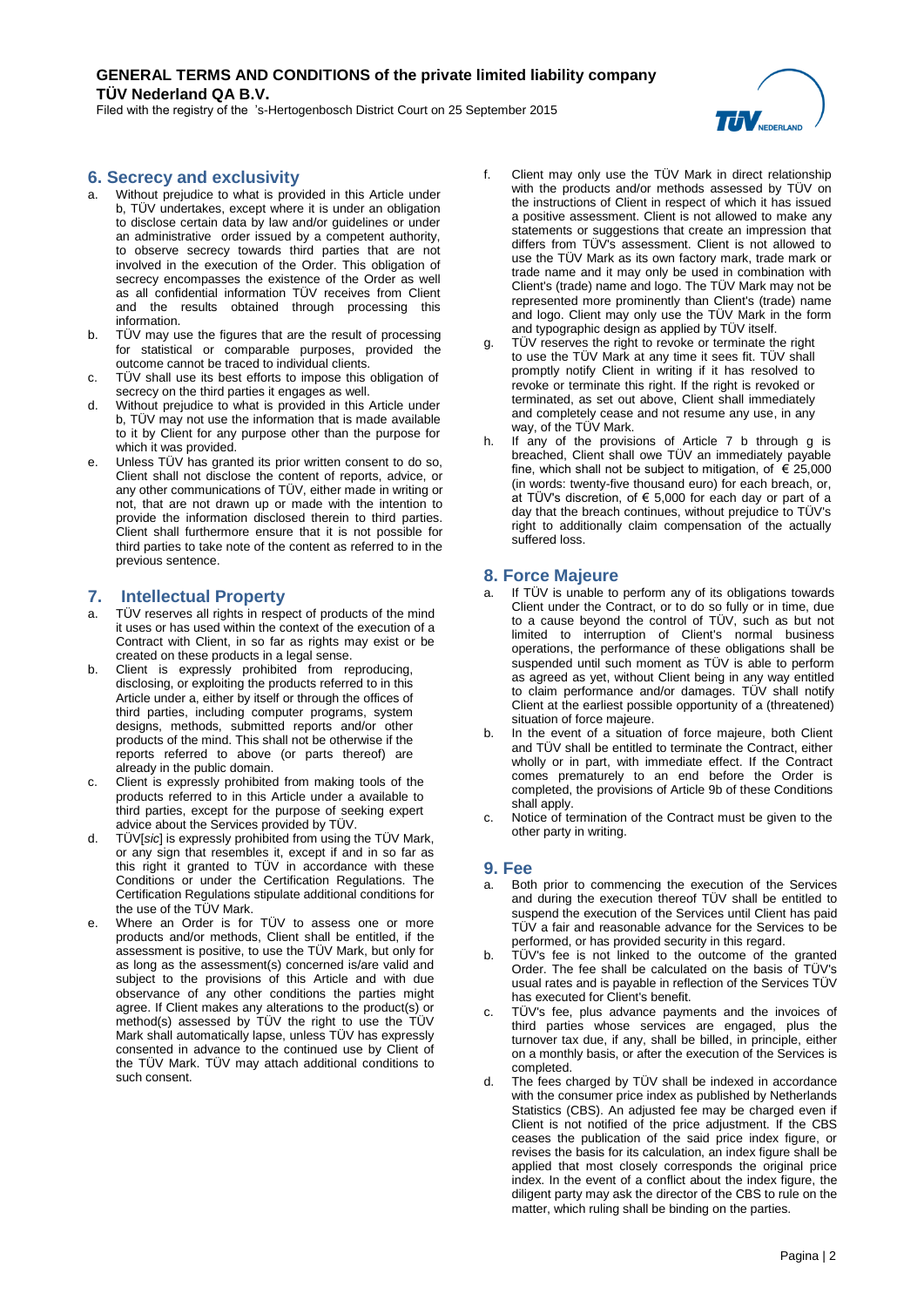## 6. Secrecy and exclusivity

a. Without prejudice to what is provided in this Article under b, TÜV undertakes, except where it is under an obligation to disclose certain data by law and/or guidelines or under an administrative order issued by a competent authority, to observe secrecy towards third parties that are not involved in the execution of the Order. This obligation of secrecy encompasses the existence of the Order as well as all confidential information TÜV receives from Client and the results obtained through processing this information.

b. TÜV may use the figures that are the result of processing for statistical or comparable purposes, provided the outcome cannot be traced to individual clients.

c. TÜV shall use its best efforts to impose this obligation of secrecy on the third parties it engages as well.

d. Without prejudice to what is provided in this Article under b, TÜV may not use the information that is made available to it by Client for any purpose other than the purpose for which it was provided.

e. Unless TÜV has granted its prior written consent to do so, Client shall not disclose the content of reports, advice, or any other communications of TÜV, either made in writing or not, that are not drawn up or made with the intention to provide the information disclosed therein to third parties. Client shall furthermore ensure that it is not possible for third parties to take note of the content as referred to in the previous sentence.

## 7. Intellectual Property

a. TÜV reserves all rights in respect of products of the mind it uses or has used within the context of the execution of a Contract with Client, in so far as rights may exist or be created on these products in a legal sense.

b. Client is expressly prohibited from reproducing, disclosing, or exploiting the products referred to in this Article under a, either by itself or through the offices of third parties, including computer programs, system designs, methods, submitted reports and/or other products of the mind. This shall not be otherwise if the reports referred to above (or parts thereof) are already in the public domain.

c. Client is expressly prohibited from making tools of the products referred to in this Article under a available to third parties, except for the purpose of seeking expert advice about the Services provided by TÜV.

d. TÜV[*sic*] is expressly prohibited from using the TÜV Mark, or any sign that resembles it, except if and in so far as this right it granted to TÜV in accordance with these Conditions or under the Certification Regulations. The Certification Regulations stipulate additional conditions for the use of the TÜV Mark.

e. Where an Order is for TÜV to assess one or more products and/or methods, Client shall be entitled, if the assessment is positive, to use the TÜV Mark, but only for as long as the assessment(s) concerned is/are valid and subject to the provisions of this Article and with due observance of any other conditions the parties might agree. If Client makes any alterations to the product(s) or method(s) assessed by TÜV the right to use the TÜV Mark shall automatically lapse, unless TÜV has expressly consented in advance to the continued use by Client of the TÜV Mark. TÜV may attach additional conditions to such consent.

f. Client may only use the TÜV Mark in direct relationship with the products and/or methods assessed by TÜV on the instructions of Client in respect of which it has issued a positive assessment. Client is not allowed to make any statements or suggestions that create an impression that differs from TÜV's assessment. Client is not allowed to use the TÜV Mark as its own factory mark, trade mark or trade name and it may only be used in combination with Client's (trade) name and logo. The TÜV Mark may not be represented more prominently than Client's (trade) name and logo. Client may only use the TÜV Mark in the form and typographic design as applied by TÜV itself.

g. TÜV reserves the right to revoke or terminate the right to use the TÜV Mark at any time it sees fit. TÜV shall promptly notify Client in writing if it has resolved to revoke or terminate this right. If the right is revoked or terminated, as set out above, Client shall immediately and completely cease and not resume any use, in any way, of the TÜV Mark.

h. If any of the provisions of Article 7 b through g is breached, Client shall owe TÜV an immediately payable fine, which shall not be subject to mitigation, of € 25,000 (in words: twenty-five thousand euro) for each breach, or, at TÜV's discretion, of € 5,000 for each day or part of a day that the breach continues, without prejudice to TÜV's right to additionally claim compensation of the actually suffered loss.

## 8. Force Majeure

a. If TÜV is unable to perform any of its obligations towards Client under the Contract, or to do so fully or in time, due to a cause beyond the control of TÜV, such as but not limited to interruption of Client's normal business operations, the performance of these obligations shall be suspended until such moment as TÜV is able to perform as agreed as yet, without Client being in any way entitled to claim performance and/or damages. TÜV shall notify Client at the earliest possible opportunity of a (threatened) situation of force majeure.

b. In the event of a situation of force majeure, both Client and TÜV shall be entitled to terminate the Contract, either wholly or in part, with immediate effect. If the Contract comes prematurely to an end before the Order is completed, the provisions of Article 9b of these Conditions shall apply.

c. Notice of termination of the Contract must be given to the other party in writing.

## 9. Fee

a. Both prior to commencing the execution of the Services and during the execution thereof TÜV shall be entitled to suspend the execution of the Services until Client has paid TÜV a fair and reasonable advance for the Services to be performed, or has provided security in this regard.

b. TÜV's fee is not linked to the outcome of the granted Order. The fee shall be calculated on the basis of TÜV's usual rates and is payable in reflection of the Services TÜV has executed for Client's benefit.

c. TÜV's fee, plus advance payments and the invoices of third parties whose services are engaged, plus the turnover tax due, if any, shall be billed, in principle, either on a monthly basis, or after the execution of the Services is completed.

d. The fees charged by TÜV shall be indexed in accordance with the consumer price index as published by Netherlands Statistics (CBS). An adjusted fee may be charged even if Client is not notified of the price adjustment. If the CBS ceases the publication of the said price index figure, or revises the basis for its calculation, an index figure shall be applied that most closely corresponds the original price index. In the event of a conflict about the index figure, the diligent party may ask the director of the CBS to rule on the matter, which ruling shall be binding on the parties.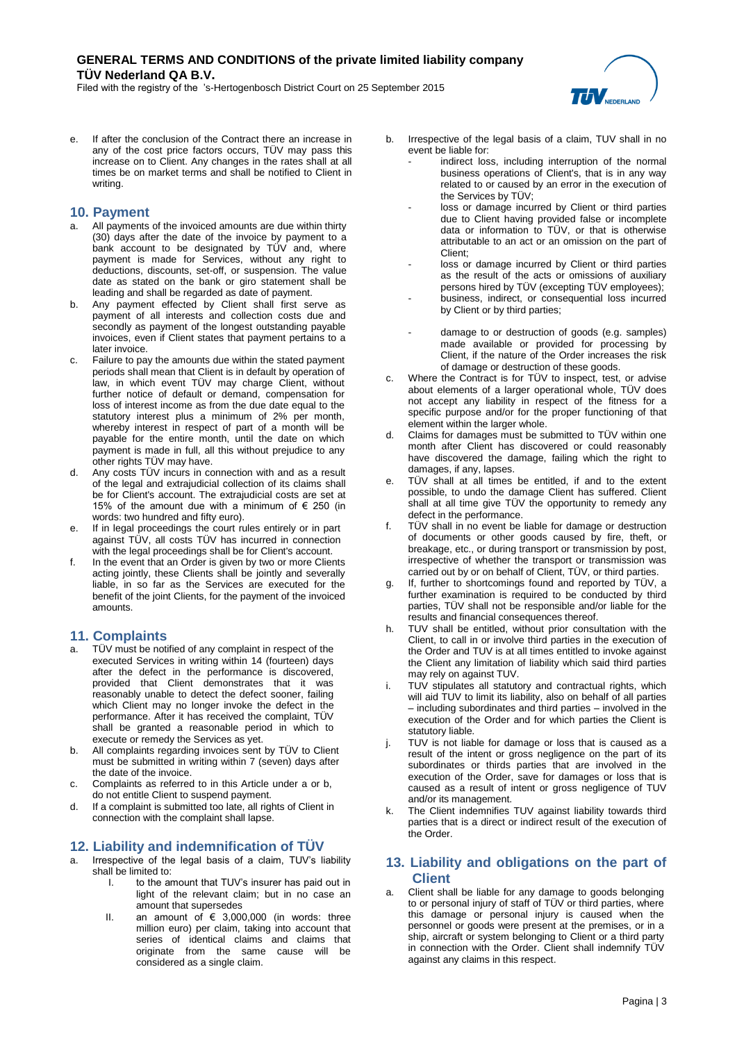e. If after the conclusion of the Contract there an increase in any of the cost price factors occurs, TÜV may pass this increase on to Client. Any changes in the rates shall at all times be on market terms and shall be notified to Client in writing.

## 10. Payment

a. All payments of the invoiced amounts are due within thirty (30) days after the date of the invoice by payment to a bank account to be designated by TÜV and, where payment is made for Services, without any right to deductions, discounts, set-off, or suspension. The value date as stated on the bank or giro statement shall be leading and shall be regarded as date of payment.
b. Any payment effected by Client shall first serve as payment of all interests and collection costs due and secondly as payment of the longest outstanding payable invoices, even if Client states that payment pertains to a later invoice.
c. Failure to pay the amounts due within the stated payment periods shall mean that Client is in default by operation of law, in which event TÜV may charge Client, without further notice of default or demand, compensation for loss of interest income as from the due date equal to the statutory interest plus a minimum of 2% per month, whereby interest in respect of part of a month will be payable for the entire month, until the date on which payment is made in full, all this without prejudice to any other rights TÜV may have.
d. Any costs TÜV incurs in connection with and as a result of the legal and extrajudicial collection of its claims shall be for Client's account. The extrajudicial costs are set at 15% of the amount due with a minimum of € 250 (in words: two hundred and fifty euro).
e. If in legal proceedings the court rules entirely or in part against TÜV, all costs TÜV has incurred in connection with the legal proceedings shall be for Client's account.
f. In the event that an Order is given by two or more Clients acting jointly, these Clients shall be jointly and severally liable, in so far as the Services are executed for the benefit of the joint Clients, for the payment of the invoiced amounts.

## 11. Complaints

a. TÜV must be notified of any complaint in respect of the executed Services in writing within 14 (fourteen) days after the defect in the performance is discovered, provided that Client demonstrates that it was reasonably unable to detect the defect sooner, failing which Client may no longer invoke the defect in the performance. After it has received the complaint, TÜV shall be granted a reasonable period in which to execute or remedy the Services as yet.
b. All complaints regarding invoices sent by TÜV to Client must be submitted in writing within 7 (seven) days after the date of the invoice.
c. Complaints as referred to in this Article under a or b, do not entitle Client to suspend payment.
d. If a complaint is submitted too late, all rights of Client in connection with the complaint shall lapse.

## 12. Liability and indemnification of TÜV

a. Irrespective of the legal basis of a claim, TUV's liability shall be limited to:
   I. to the amount that TUV's insurer has paid out in light of the relevant claim; but in no case an amount that supersedes
   II. an amount of € 3,000,000 (in words: three million euro) per claim, taking into account that series of identical claims and claims that originate from the same cause will be considered as a single claim.
b. Irrespective of the legal basis of a claim, TUV shall in no event be liable for:
   - indirect loss, including interruption of the normal business operations of Client's, that is in any way related to or caused by an error in the execution of the Services by TÜV;
   - loss or damage incurred by Client or third parties due to Client having provided false or incomplete data or information to TÜV, or that is otherwise attributable to an act or an omission on the part of Client;
   - loss or damage incurred by Client or third parties as the result of the acts or omissions of auxiliary persons hired by TÜV (excepting TÜV employees);
   - business, indirect, or consequential loss incurred by Client or by third parties;
   - damage to or destruction of goods (e.g. samples) made available or provided for processing by Client, if the nature of the Order increases the risk of damage or destruction of these goods.
c. Where the Contract is for TÜV to inspect, test, or advise about elements of a larger operational whole, TÜV does not accept any liability in respect of the fitness for a specific purpose and/or for the proper functioning of that element within the larger whole.
d. Claims for damages must be submitted to TÜV within one month after Client has discovered or could reasonably have discovered the damage, failing which the right to damages, if any, lapses.
e. TÜV shall at all times be entitled, if and to the extent possible, to undo the damage Client has suffered. Client shall at all time give TÜV the opportunity to remedy any defect in the performance.
f. TÜV shall in no event be liable for damage or destruction of documents or other goods caused by fire, theft, or breakage, etc., or during transport or transmission by post, irrespective of whether the transport or transmission was carried out by or on behalf of Client, TÜV, or third parties.
g. If, further to shortcomings found and reported by TÜV, a further examination is required to be conducted by third parties, TÜV shall not be responsible and/or liable for the results and financial consequences thereof.
h. TUV shall be entitled, without prior consultation with the Client, to call in or involve third parties in the execution of the Order and TUV is at all times entitled to invoke against the Client any limitation of liability which said third parties may rely on against TUV.
i. TUV stipulates all statutory and contractual rights, which will aid TUV to limit its liability, also on behalf of all parties – including subordinates and third parties – involved in the execution of the Order and for which parties the Client is statutory liable.
j. TUV is not liable for damage or loss that is caused as a result of the intent or gross negligence on the part of its subordinates or thirds parties that are involved in the execution of the Order, save for damages or loss that is caused as a result of intent or gross negligence of TUV and/or its management.
k. The Client indemnifies TUV against liability towards third parties that is a direct or indirect result of the execution of the Order.

## 13. Liability and obligations on the part of Client

a. Client shall be liable for any damage to goods belonging to or personal injury of staff of TÜV or third parties, where this damage or personal injury is caused when the personnel or goods were present at the premises, or in a ship, aircraft or system belonging to Client or a third party in connection with the Order. Client shall indemnify TÜV against any claims in this respect.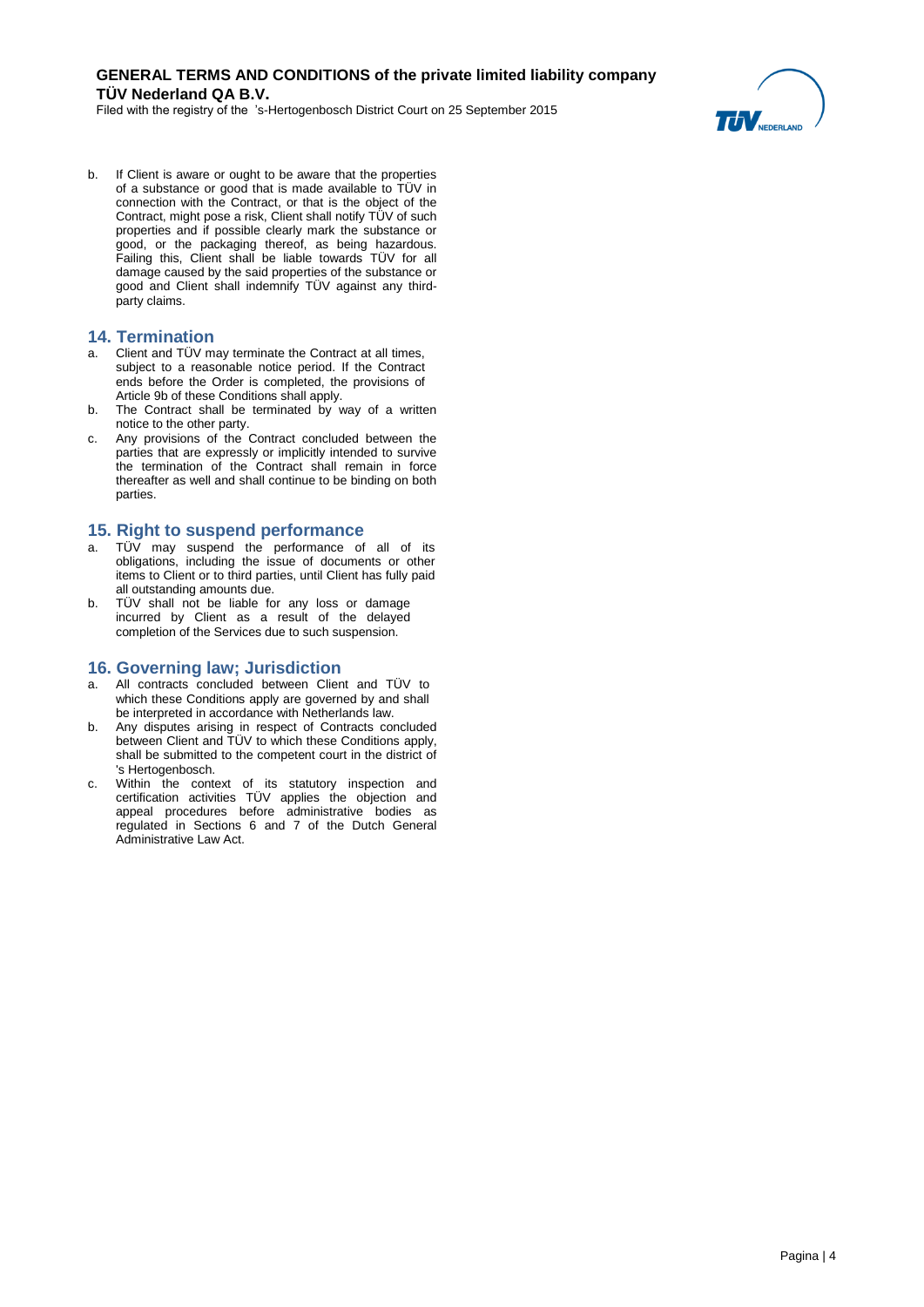b. If Client is aware or ought to be aware that the properties of a substance or good that is made available to TÜV in connection with the Contract, or that is the object of the Contract, might pose a risk, Client shall notify TÜV of such properties and if possible clearly mark the substance or good, or the packaging thereof, as being hazardous. Failing this, Client shall be liable towards TÜV for all damage caused by the said properties of the substance or good and Client shall indemnify TÜV against any third-party claims.

## 14. Termination

a. Client and TÜV may terminate the Contract at all times, subject to a reasonable notice period. If the Contract ends before the Order is completed, the provisions of Article 9b of these Conditions shall apply.
b. The Contract shall be terminated by way of a written notice to the other party.
c. Any provisions of the Contract concluded between the parties that are expressly or implicitly intended to survive the termination of the Contract shall remain in force thereafter as well and shall continue to be binding on both parties.

## 15. Right to suspend performance

a. TÜV may suspend the performance of all of its obligations, including the issue of documents or other items to Client or to third parties, until Client has fully paid all outstanding amounts due.
b. TÜV shall not be liable for any loss or damage incurred by Client as a result of the delayed completion of the Services due to such suspension.

## 16. Governing law; Jurisdiction

a. All contracts concluded between Client and TÜV to which these Conditions apply are governed by and shall be interpreted in accordance with Netherlands law.
b. Any disputes arising in respect of Contracts concluded between Client and TÜV to which these Conditions apply, shall be submitted to the competent court in the district of 's Hertogenbosch.
c. Within the context of its statutory inspection and certification activities TÜV applies the objection and appeal procedures before administrative bodies as regulated in Sections 6 and 7 of the Dutch General Administrative Law Act.